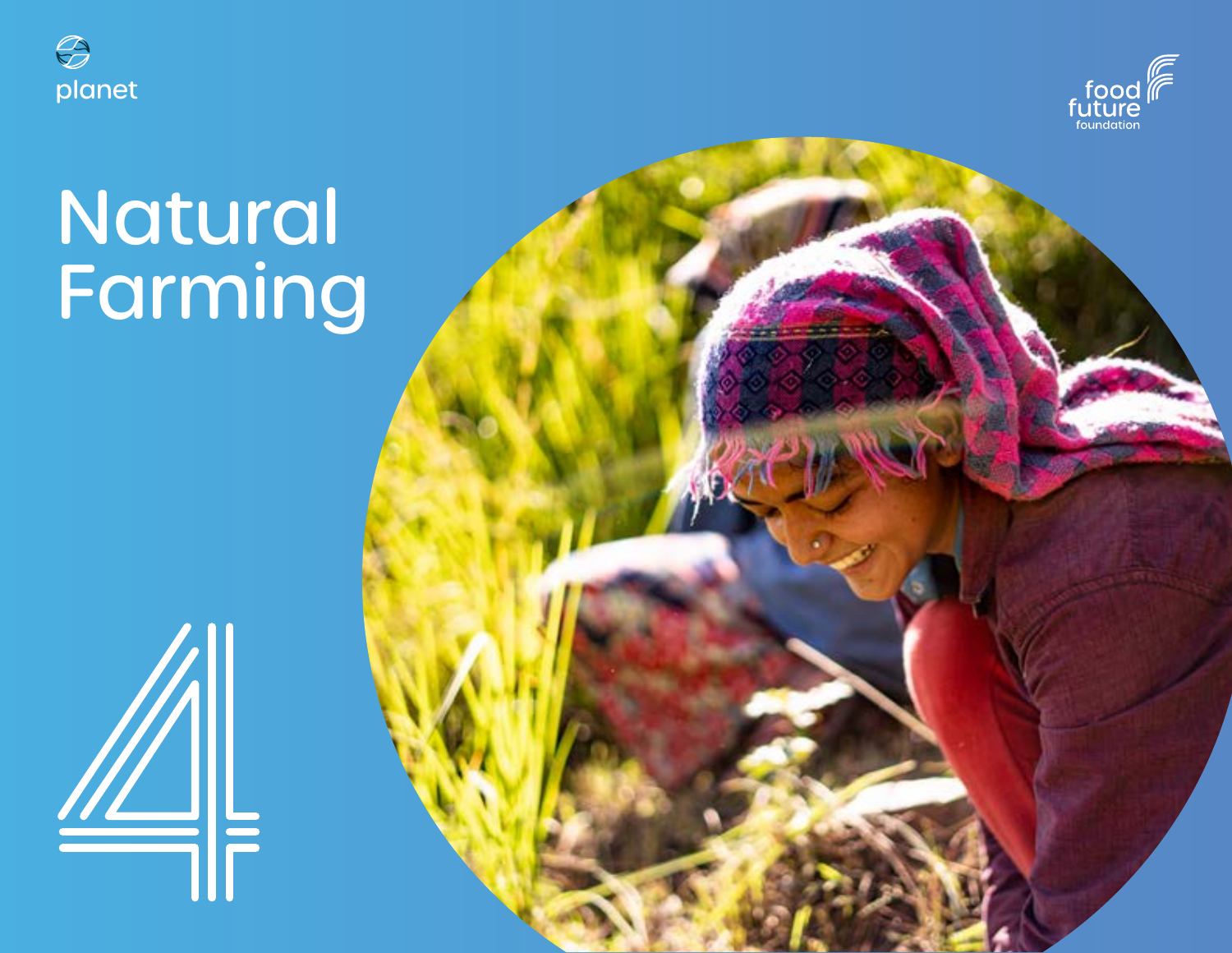planet

food future foundation

# Natural Farming

4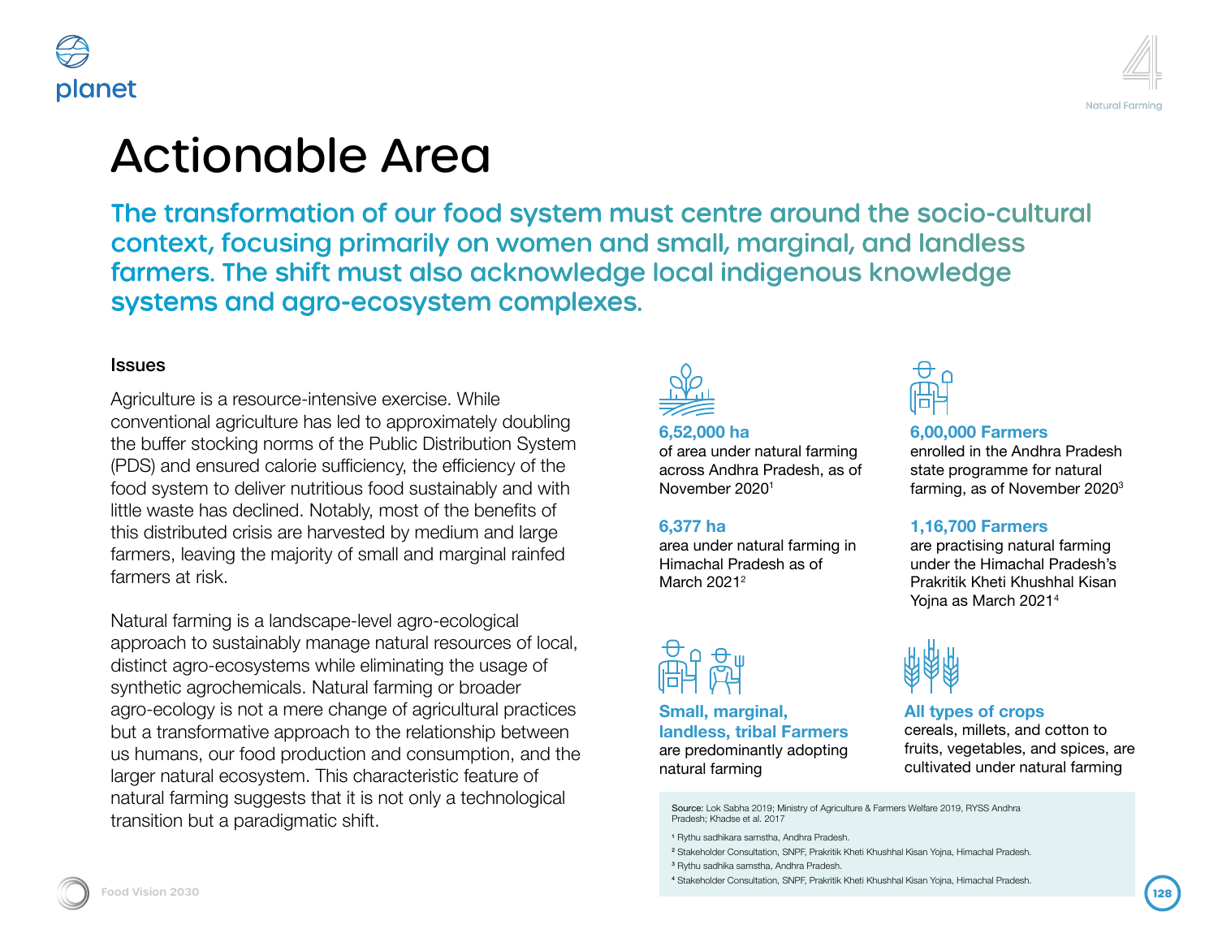# Actionable Area

## The transformation of our food system must centre around the socio-cultural context, focusing primarily on women and small, marginal, and landless farmers. The shift must also acknowledge local indigenous knowledge systems and agro-ecosystem complexes.

### Issues

Agriculture is a resource-intensive exercise. While conventional agriculture has led to approximately doubling the buffer stocking norms of the Public Distribution System (PDS) and ensured calorie sufficiency, the efficiency of the food system to deliver nutritious food sustainably and with little waste has declined. Notably, most of the benefits of this distributed crisis are harvested by medium and large farmers, leaving the majority of small and marginal rainfed farmers at risk.

Natural farming is a landscape-level agro-ecological approach to sustainably manage natural resources of local, distinct agro-ecosystems while eliminating the usage of synthetic agrochemicals. Natural farming or broader agro-ecology is not a mere change of agricultural practices but a transformative approach to the relationship between us humans, our food production and consumption, and the larger natural ecosystem. This characteristic feature of natural farming suggests that it is not only a technological transition but a paradigmatic shift.

**6,52,000 ha**
of area under natural farming across Andhra Pradesh, as of November 2020[1]

**6,00,000 Farmers**
enrolled in the Andhra Pradesh state programme for natural farming, as of November 2020[3]

**6,377 ha**
area under natural farming in Himachal Pradesh as of March 2021[2]

**1,16,700 Farmers**
are practising natural farming under the Himachal Pradesh's Prakritik Kheti Khushhal Kisan Yojna as March 2021[4]

**Small, marginal, landless, tribal Farmers**
are predominantly adopting natural farming

**All types of crops**
cereals, millets, and cotton to fruits, vegetables, and spices, are cultivated under natural farming

Source: Lok Sabha 2019; Ministry of Agriculture & Farmers Welfare 2019, RYSS Andhra Pradesh; Khadse et al. 2017

[1] Rythu sadhikara samstha, Andhra Pradesh.
[2] Stakeholder Consultation, SNPF, Prakritik Kheti Khushhal Kisan Yojna, Himachal Pradesh.
[3] Rythu sadhika samstha, Andhra Pradesh.
[4] Stakeholder Consultation, SNPF, Prakritik Kheti Khushhal Kisan Yojna, Himachal Pradesh.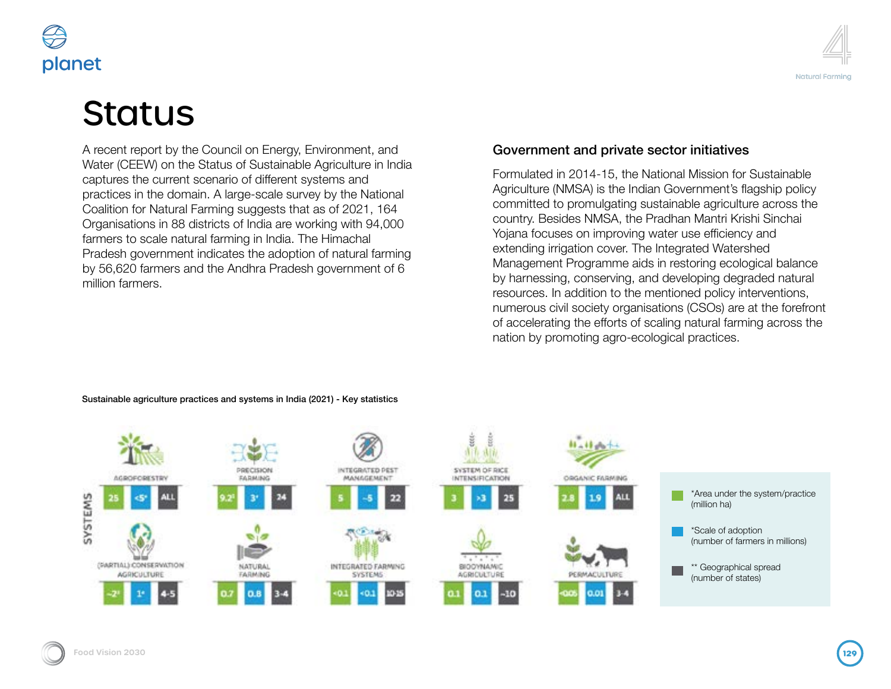# Status

A recent report by the Council on Energy, Environment, and Water (CEEW) on the Status of Sustainable Agriculture in India captures the current scenario of different systems and practices in the domain. A large-scale survey by the National Coalition for Natural Farming suggests that as of 2021, 164 Organisations in 88 districts of India are working with 94,000 farmers to scale natural farming in India. The Himachal Pradesh government indicates the adoption of natural farming by 56,620 farmers and the Andhra Pradesh government of 6 million farmers.

## Government and private sector initiatives

Formulated in 2014-15, the National Mission for Sustainable Agriculture (NMSA) is the Indian Government's flagship policy committed to promulgating sustainable agriculture across the country. Besides NMSA, the Pradhan Mantri Krishi Sinchai Yojana focuses on improving water use efficiency and extending irrigation cover. The Integrated Watershed Management Programme aids in restoring ecological balance by harnessing, conserving, and developing degraded natural resources. In addition to the mentioned policy interventions, numerous civil society organisations (CSOs) are at the forefront of accelerating the efforts of scaling natural farming across the nation by promoting agro-ecological practices.

Sustainable agriculture practices and systems in India (2021) - Key statistics

| Systems | *Area under the system/practice (million ha) | *Scale of adoption (number of farmers in millions) | ** Geographical spread (number of states) |
|---|---|---|---|
| Agroforestry | 25 | <5* | ALL |
| Precision Farming | 9.2[1] | 3* | 24 |
| Integrated Pest Management | 5 | ~5 | 22 |
| System of Rice Intensification | 3 | >3 | 25 |
| Organic Farming | 2.8 | 1.9 | ALL |
| (Partial) Conservation Agriculture | ~2[1] | 1* | 4-5 |
| Natural Farming | 0.7 | 0.8 | 3-4 |
| Integrated Farming Systems | <0.1 | <0.1 | 10-15 |
| Biodynamic Agriculture | 0.1 | 0.1 | ~10 |
| Permaculture | <0.05 | 0.01 | 3-4 |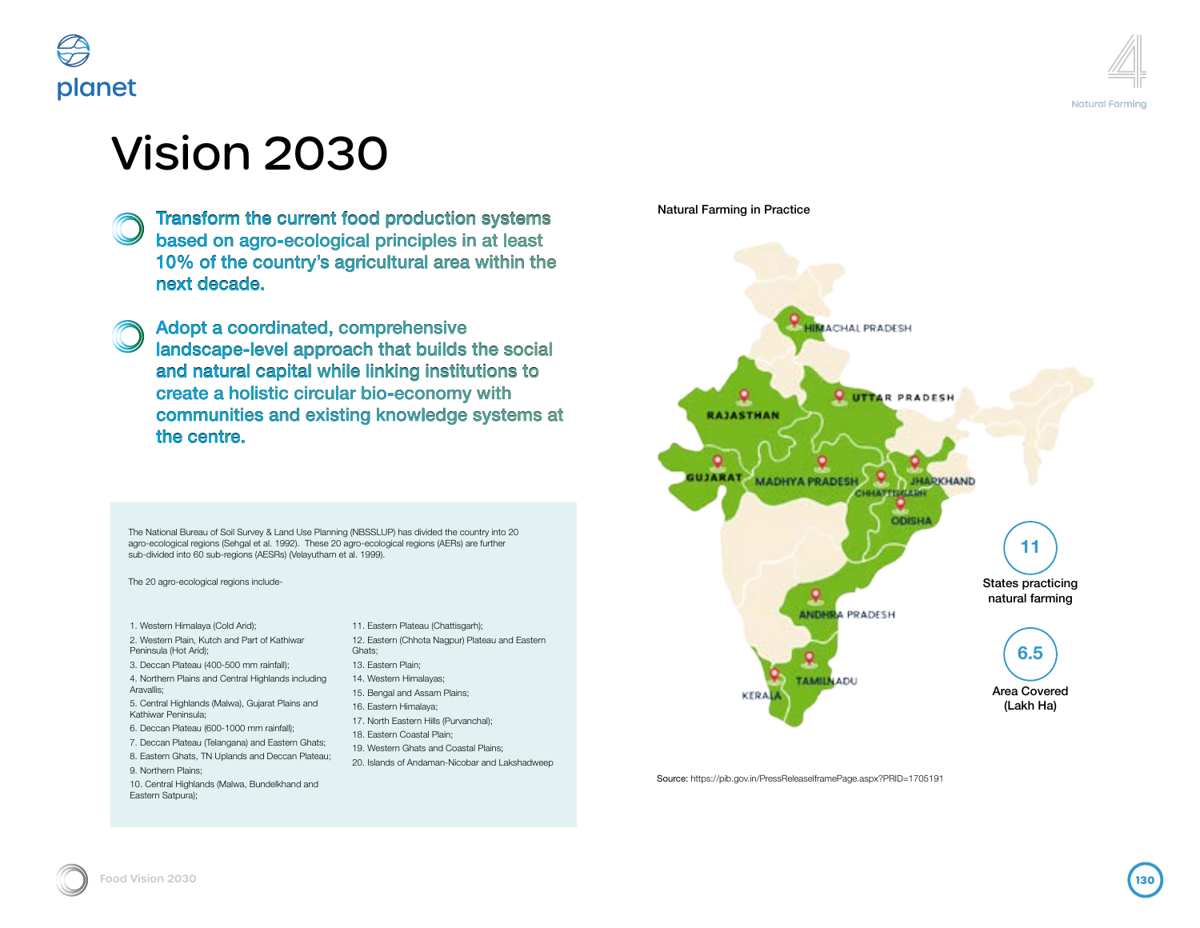# Vision 2030

- **Transform the current food production systems based on agro-ecological principles in at least 10% of the country's agricultural area within the next decade.**

- **Adopt a coordinated, comprehensive landscape-level approach that builds the social and natural capital while linking institutions to create a holistic circular bio-economy with communities and existing knowledge systems at the centre.**

The National Bureau of Soil Survey & Land Use Planning (NBSSLUP) has divided the country into 20 agro-ecological regions (Sehgal et al. 1992). These 20 agro-ecological regions (AERs) are further sub-divided into 60 sub-regions (AESRs) (Velayutham et al. 1999).

The 20 agro-ecological regions include-

1. Western Himalaya (Cold Arid);
2. Western Plain, Kutch and Part of Kathiwar Peninsula (Hot Arid);
3. Deccan Plateau (400-500 mm rainfall);
4. Northern Plains and Central Highlands including Aravallis;
5. Central Highlands (Malwa), Gujarat Plains and Kathiwar Peninsula;
6. Deccan Plateau (600-1000 mm rainfall);
7. Deccan Plateau (Telangana) and Eastern Ghats;
8. Eastern Ghats, TN Uplands and Deccan Plateau;
9. Northern Plains;
10. Central Highlands (Malwa, Bundelkhand and Eastern Satpura);
11. Eastern Plateau (Chattisgarh);
12. Eastern (Chhota Nagpur) Plateau and Eastern Ghats;
13. Eastern Plain;
14. Western Himalayas;
15. Bengal and Assam Plains;
16. Eastern Himalaya;
17. North Eastern Hills (Purvanchal);
18. Eastern Coastal Plain;
19. Western Ghats and Coastal Plains;
20. Islands of Andaman-Nicobar and Lakshadweep

Natural Farming in Practice

HIMACHAL PRADESH, UTTAR PRADESH, RAJASTHAN, GUJARAT, MADHYA PRADESH, CHHATTISGARH, JHARKHAND, ODISHA, ANDHRA PRADESH, TAMILNADU, KERALA

**11** States practicing natural farming

**6.5** Area Covered (Lakh Ha)

Source: https://pib.gov.in/PressReleaseIframePage.aspx?PRID=1705191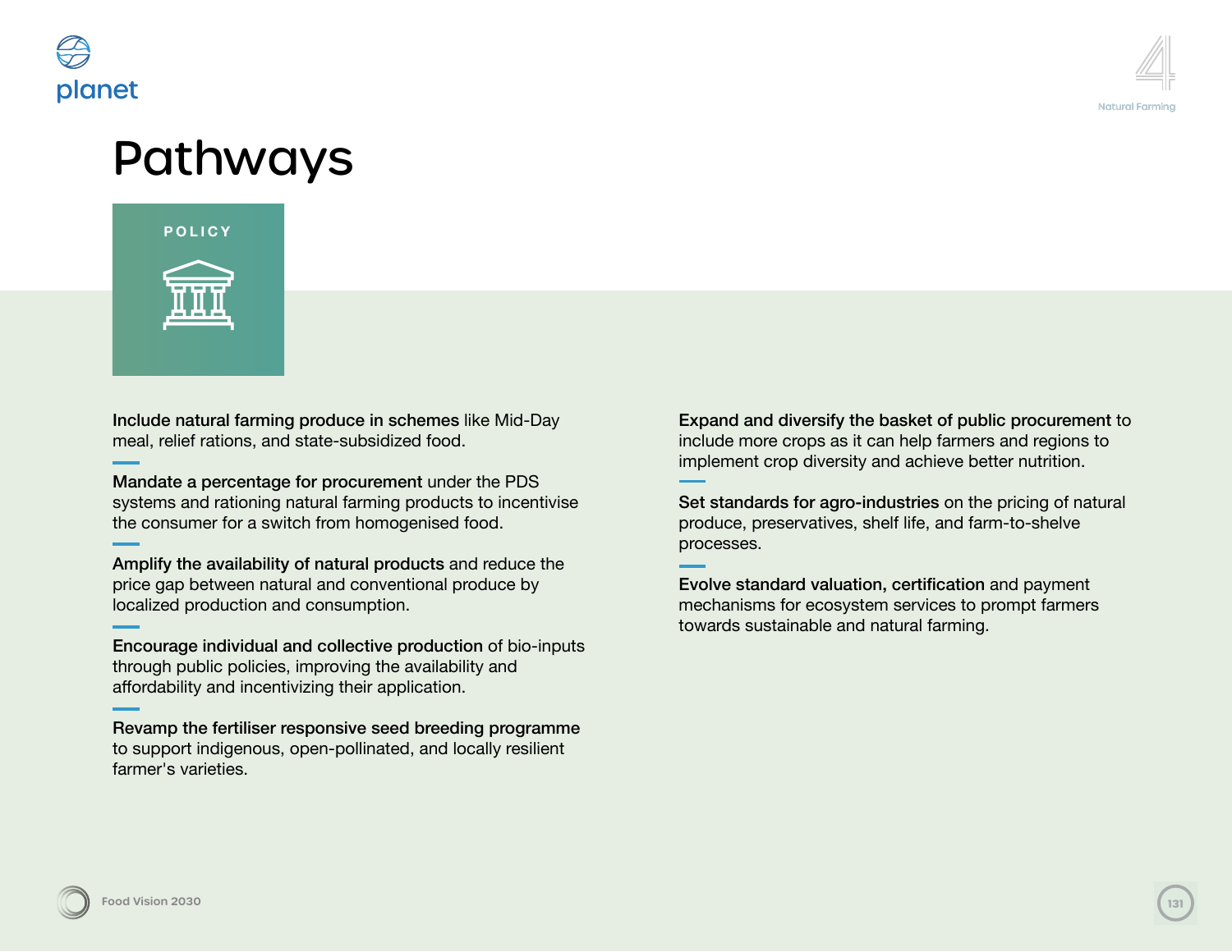# Pathways

## POLICY

**Include natural farming produce in schemes** like Mid-Day meal, relief rations, and state-subsidized food.

**Mandate a percentage for procurement** under the PDS systems and rationing natural farming products to incentivise the consumer for a switch from homogenised food.

**Amplify the availability of natural products** and reduce the price gap between natural and conventional produce by localized production and consumption.

**Encourage individual and collective production** of bio-inputs through public policies, improving the availability and affordability and incentivizing their application.

**Revamp the fertiliser responsive seed breeding programme** to support indigenous, open-pollinated, and locally resilient farmer's varieties.

**Expand and diversify the basket of public procurement** to include more crops as it can help farmers and regions to implement crop diversity and achieve better nutrition.

**Set standards for agro-industries** on the pricing of natural produce, preservatives, shelf life, and farm-to-shelve processes.

**Evolve standard valuation, certification** and payment mechanisms for ecosystem services to prompt farmers towards sustainable and natural farming.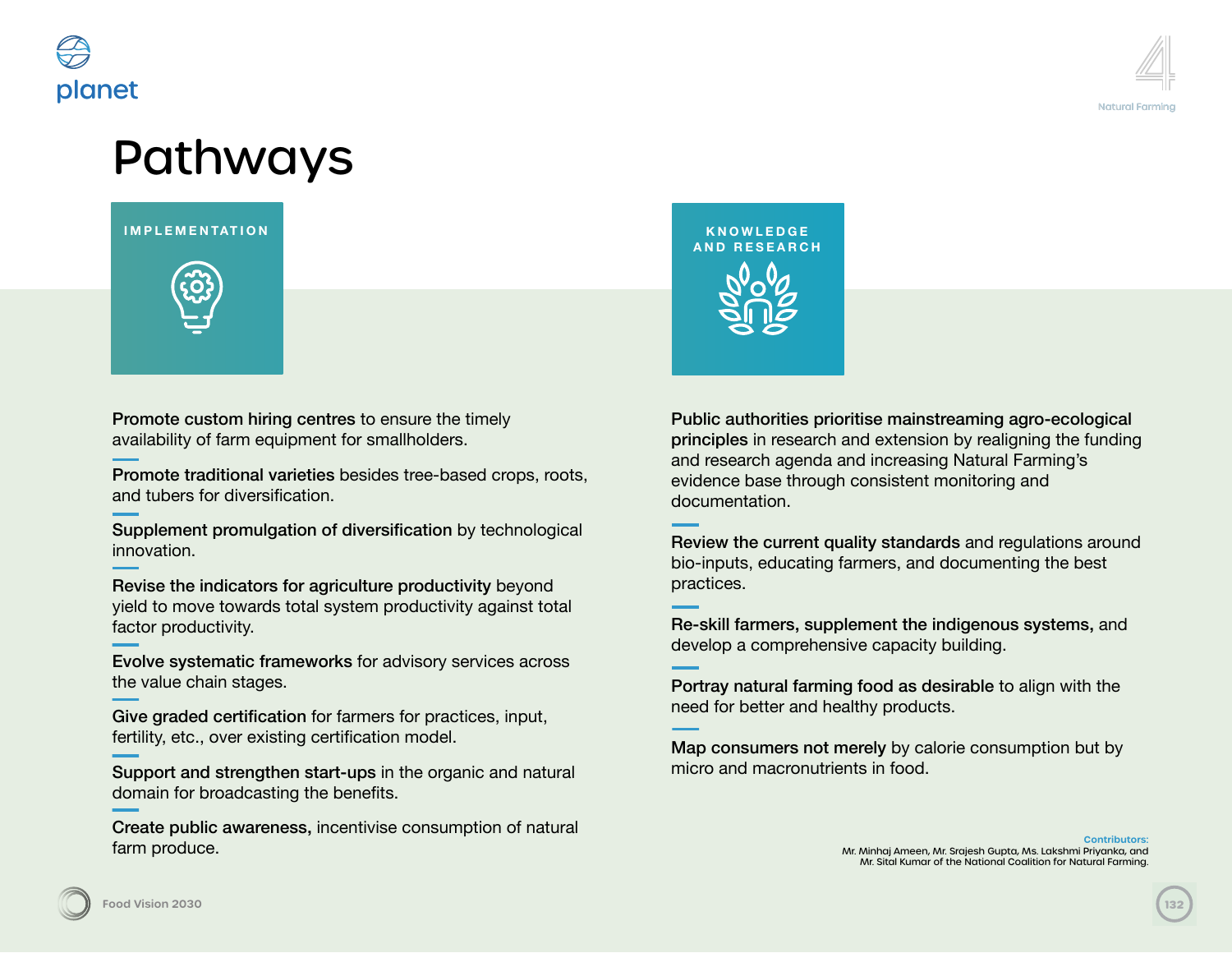# Pathways

## IMPLEMENTATION

**Promote custom hiring centres** to ensure the timely availability of farm equipment for smallholders.

**Promote traditional varieties** besides tree-based crops, roots, and tubers for diversification.

**Supplement promulgation of diversification** by technological innovation.

**Revise the indicators for agriculture productivity** beyond yield to move towards total system productivity against total factor productivity.

**Evolve systematic frameworks** for advisory services across the value chain stages.

**Give graded certification** for farmers for practices, input, fertility, etc., over existing certification model.

**Support and strengthen start-ups** in the organic and natural domain for broadcasting the benefits.

**Create public awareness,** incentivise consumption of natural farm produce.

## KNOWLEDGE AND RESEARCH

**Public authorities prioritise mainstreaming agro-ecological principles** in research and extension by realigning the funding and research agenda and increasing Natural Farming's evidence base through consistent monitoring and documentation.

**Review the current quality standards** and regulations around bio-inputs, educating farmers, and documenting the best practices.

**Re-skill farmers, supplement the indigenous systems,** and develop a comprehensive capacity building.

**Portray natural farming food as desirable** to align with the need for better and healthy products.

**Map consumers not merely** by calorie consumption but by micro and macronutrients in food.

**Contributors:**
Mr. Minhaj Ameen, Mr. Srajesh Gupta, Ms. Lakshmi Priyanka, and Mr. Sital Kumar of the National Coalition for Natural Farming.